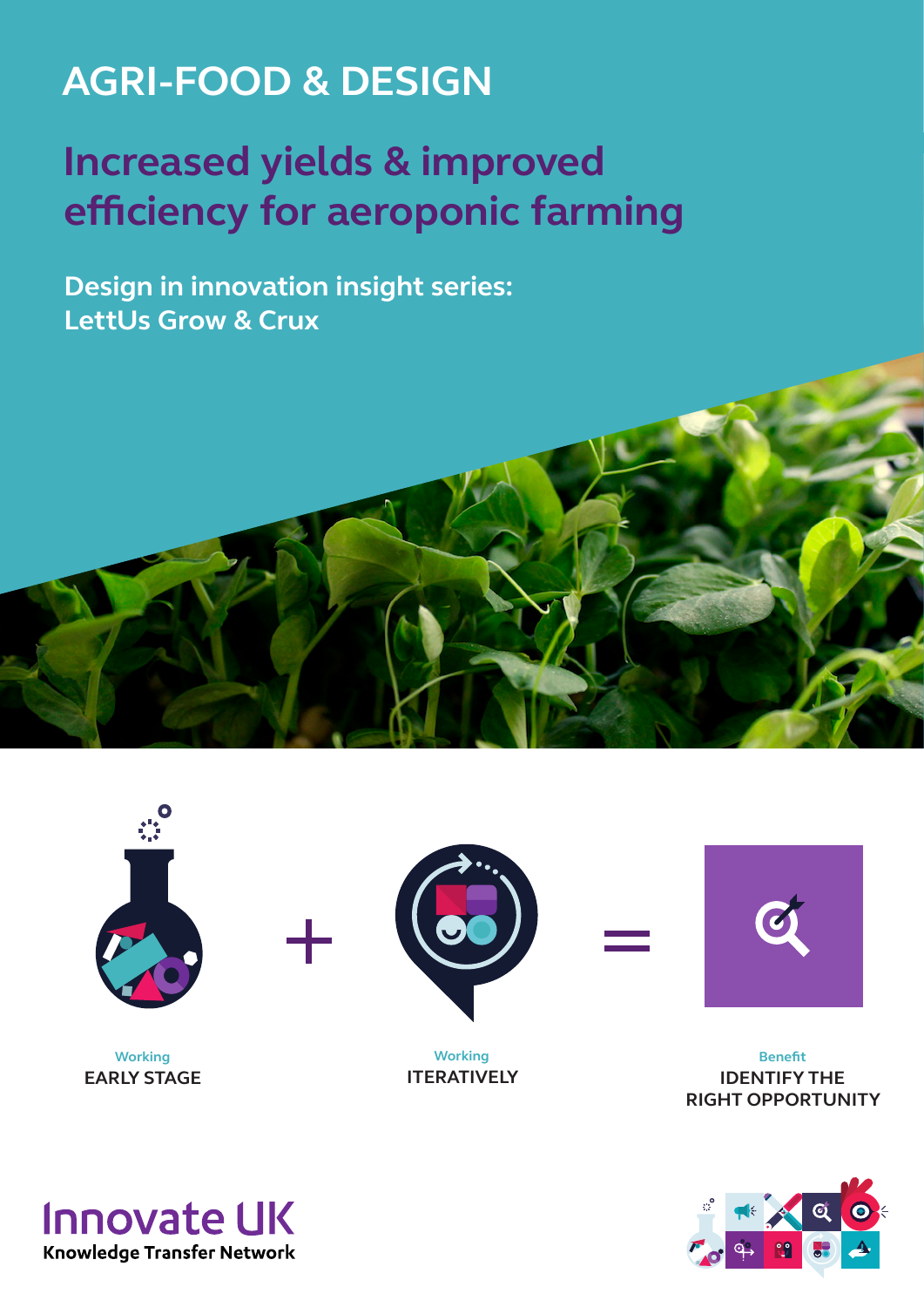# AGRI-FOOD & DESIGN

## Increased yields & improved efficiency for aeroponic farming

### Design in innovation insight series: LettUs Grow & Crux

Working
**EARLY STAGE**

+

Working
**ITERATIVELY**

=

Benefit
**IDENTIFY THE RIGHT OPPORTUNITY**

Innovate UK
Knowledge Transfer Network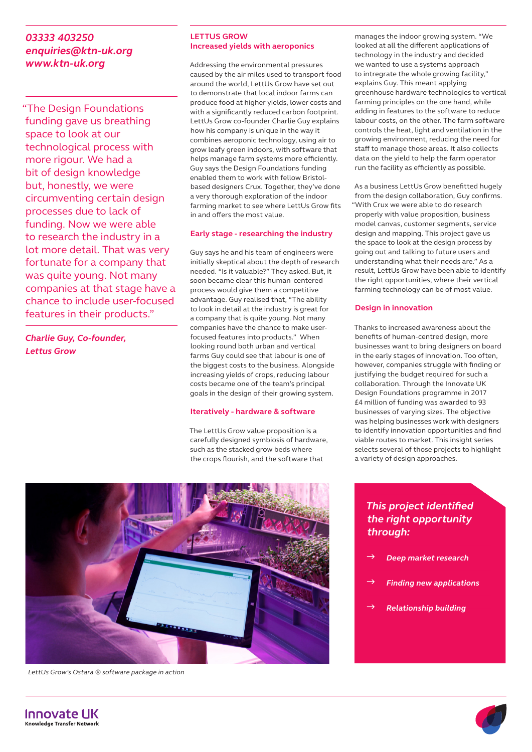*03333 403250*
*enquiries@ktn-uk.org*
*www.ktn-uk.org*

"The Design Foundations funding gave us breathing space to look at our technological process with more rigour. We had a bit of design knowledge but, honestly, we were circumventing certain design processes due to lack of funding. Now we were able to research the industry in a lot more detail. That was very fortunate for a company that was quite young. Not many companies at that stage have a chance to include user-focused features in their products."

*Charlie Guy, Co-founder, Lettus Grow*

## LETTUS GROW
## Increased yields with aeroponics

Addressing the environmental pressures caused by the air miles used to transport food around the world, LettUs Grow have set out to demonstrate that local indoor farms can produce food at higher yields, lower costs and with a significantly reduced carbon footprint. LettUs Grow co-founder Charlie Guy explains how his company is unique in the way it combines aeroponic technology, using air to grow leafy green indoors, with software that helps manage farm systems more efficiently. Guy says the Design Foundations funding enabled them to work with fellow Bristol-based designers Crux. Together, they've done a very thorough exploration of the indoor farming market to see where LettUs Grow fits in and offers the most value.

### Early stage - researching the industry

Guy says he and his team of engineers were initially skeptical about the depth of research needed. "Is it valuable?" They asked. But, it soon became clear this human-centered process would give them a competitive advantage. Guy realised that, "The ability to look in detail at the industry is great for a company that is quite young. Not many companies have the chance to make user-focused features into products." When looking round both urban and vertical farms Guy could see that labour is one of the biggest costs to the business. Alongside increasing yields of crops, reducing labour costs became one of the team's principal goals in the design of their growing system.

### Iteratively - hardware & software

The LettUs Grow value proposition is a carefully designed symbiosis of hardware, such as the stacked grow beds where the crops flourish, and the software that manages the indoor growing system. "We looked at all the different applications of technology in the industry and decided we wanted to use a systems approach to intregrate the whole growing facility," explains Guy. This meant applying greenhouse hardware technologies to vertical farming principles on the one hand, while adding in features to the software to reduce labour costs, on the other. The farm software controls the heat, light and ventilation in the growing environment, reducing the need for staff to manage those areas. It also collects data on the yield to help the farm operator run the facility as efficiently as possible.

As a business LettUs Grow benefitted hugely from the design collaboration, Guy confirms. "With Crux we were able to do research properly with value proposition, business model canvas, customer segments, service design and mapping. This project gave us the space to look at the design process by going out and talking to future users and understanding what their needs are." As a result, LettUs Grow have been able to identify the right opportunities, where their vertical farming technology can be of most value.

### Design in innovation

Thanks to increased awareness about the benefits of human-centred design, more businesses want to bring designers on board in the early stages of innovation. Too often, however, companies struggle with finding or justifying the budget required for such a collaboration. Through the Innovate UK Design Foundations programme in 2017 £4 million of funding was awarded to 93 businesses of varying sizes. The objective was helping businesses work with designers to identify innovation opportunities and find viable routes to market. This insight series selects several of those projects to highlight a variety of design approaches.

*LettUs Grow's Ostara ® software package in action*

***This project identified the right opportunity through:***

- → ***Deep market research***
- → ***Finding new applications***
- → ***Relationship building***

Innovate UK
Knowledge Transfer Network